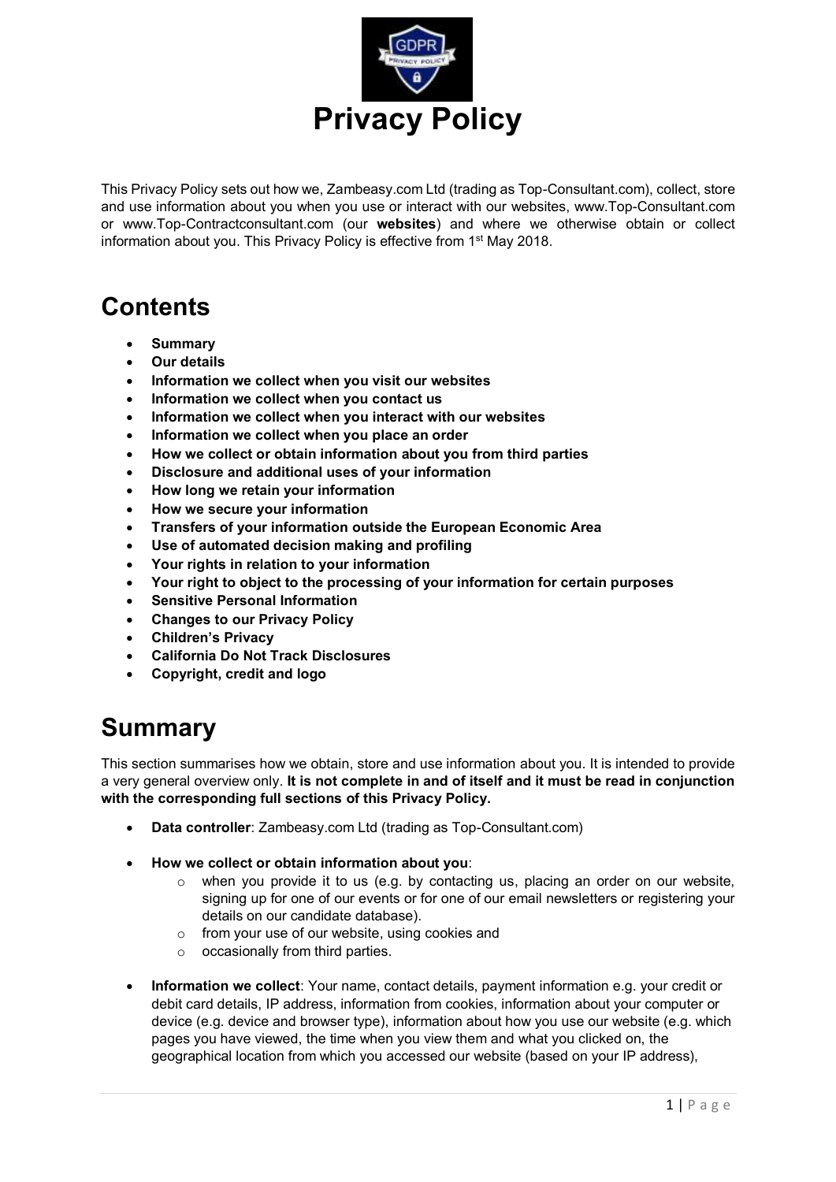# Privacy Policy

This Privacy Policy sets out how we, Zambeasy.com Ltd (trading as Top-Consultant.com), collect, store and use information about you when you use or interact with our websites, www.Top-Consultant.com or www.Top-Contractconsultant.com (our **websites**) and where we otherwise obtain or collect information about you. This Privacy Policy is effective from 1st May 2018.

## Contents

- **Summary**
- **Our details**
- **Information we collect when you visit our websites**
- **Information we collect when you contact us**
- **Information we collect when you interact with our websites**
- **Information we collect when you place an order**
- **How we collect or obtain information about you from third parties**
- **Disclosure and additional uses of your information**
- **How long we retain your information**
- **How we secure your information**
- **Transfers of your information outside the European Economic Area**
- **Use of automated decision making and profiling**
- **Your rights in relation to your information**
- **Your right to object to the processing of your information for certain purposes**
- **Sensitive Personal Information**
- **Changes to our Privacy Policy**
- **Children's Privacy**
- **California Do Not Track Disclosures**
- **Copyright, credit and logo**

## Summary

This section summarises how we obtain, store and use information about you. It is intended to provide a very general overview only. **It is not complete in and of itself and it must be read in conjunction with the corresponding full sections of this Privacy Policy.**

- **Data controller**: Zambeasy.com Ltd (trading as Top-Consultant.com)

- **How we collect or obtain information about you**:
  - when you provide it to us (e.g. by contacting us, placing an order on our website, signing up for one of our events or for one of our email newsletters or registering your details on our candidate database).
  - from your use of our website, using cookies and
  - occasionally from third parties.

- **Information we collect**: Your name, contact details, payment information e.g. your credit or debit card details, IP address, information from cookies, information about your computer or device (e.g. device and browser type), information about how you use our website (e.g. which pages you have viewed, the time when you view them and what you clicked on, the geographical location from which you accessed our website (based on your IP address),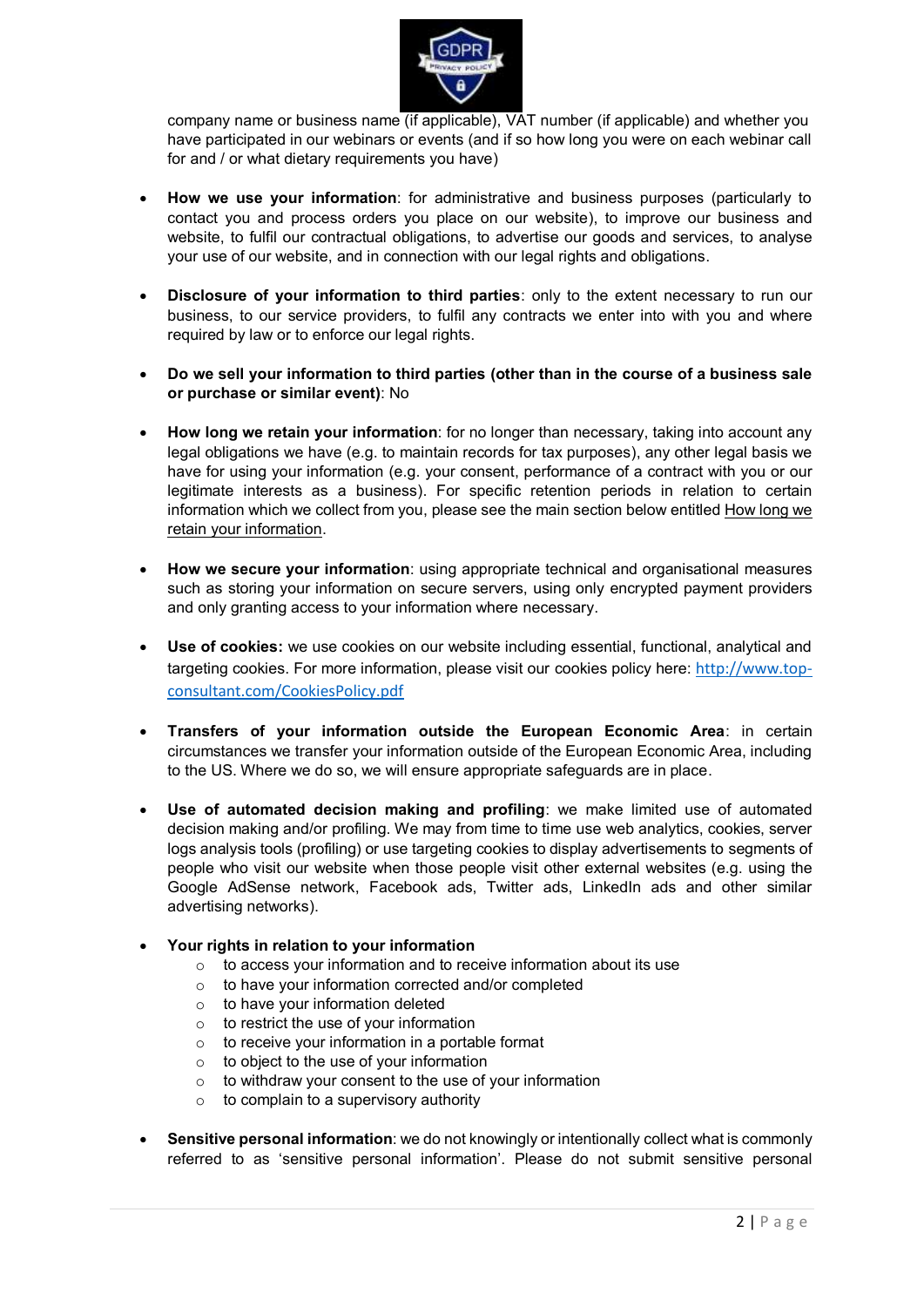company name or business name (if applicable), VAT number (if applicable) and whether you have participated in our webinars or events (and if so how long you were on each webinar call for and / or what dietary requirements you have)

- **How we use your information**: for administrative and business purposes (particularly to contact you and process orders you place on our website), to improve our business and website, to fulfil our contractual obligations, to advertise our goods and services, to analyse your use of our website, and in connection with our legal rights and obligations.

- **Disclosure of your information to third parties**: only to the extent necessary to run our business, to our service providers, to fulfil any contracts we enter into with you and where required by law or to enforce our legal rights.

- **Do we sell your information to third parties (other than in the course of a business sale or purchase or similar event)**: No

- **How long we retain your information**: for no longer than necessary, taking into account any legal obligations we have (e.g. to maintain records for tax purposes), any other legal basis we have for using your information (e.g. your consent, performance of a contract with you or our legitimate interests as a business). For specific retention periods in relation to certain information which we collect from you, please see the main section below entitled How long we retain your information.

- **How we secure your information**: using appropriate technical and organisational measures such as storing your information on secure servers, using only encrypted payment providers and only granting access to your information where necessary.

- **Use of cookies:** we use cookies on our website including essential, functional, analytical and targeting cookies. For more information, please visit our cookies policy here: [http://www.top-consultant.com/CookiesPolicy.pdf](http://www.top-consultant.com/CookiesPolicy.pdf)

- **Transfers of your information outside the European Economic Area**: in certain circumstances we transfer your information outside of the European Economic Area, including to the US. Where we do so, we will ensure appropriate safeguards are in place.

- **Use of automated decision making and profiling**: we make limited use of automated decision making and/or profiling. We may from time to time use web analytics, cookies, server logs analysis tools (profiling) or use targeting cookies to display advertisements to segments of people who visit our website when those people visit other external websites (e.g. using the Google AdSense network, Facebook ads, Twitter ads, LinkedIn ads and other similar advertising networks).

- **Your rights in relation to your information**
  - to access your information and to receive information about its use
  - to have your information corrected and/or completed
  - to have your information deleted
  - to restrict the use of your information
  - to receive your information in a portable format
  - to object to the use of your information
  - to withdraw your consent to the use of your information
  - to complain to a supervisory authority

- **Sensitive personal information**: we do not knowingly or intentionally collect what is commonly referred to as 'sensitive personal information'. Please do not submit sensitive personal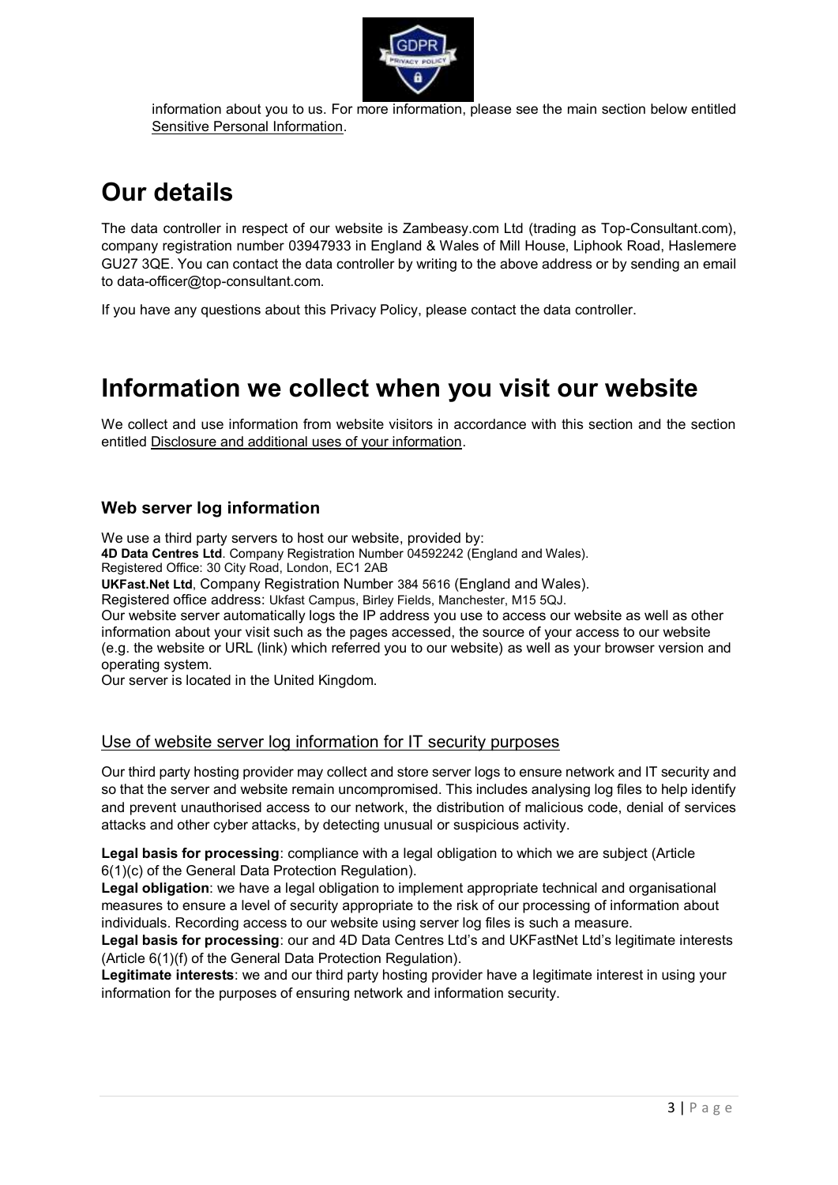information about you to us. For more information, please see the main section below entitled Sensitive Personal Information.

# Our details

The data controller in respect of our website is Zambeasy.com Ltd (trading as Top-Consultant.com), company registration number 03947933 in England & Wales of Mill House, Liphook Road, Haslemere GU27 3QE. You can contact the data controller by writing to the above address or by sending an email to data-officer@top-consultant.com.

If you have any questions about this Privacy Policy, please contact the data controller.

# Information we collect when you visit our website

We collect and use information from website visitors in accordance with this section and the section entitled Disclosure and additional uses of your information.

### Web server log information

We use a third party servers to host our website, provided by:
**4D Data Centres Ltd**. Company Registration Number 04592242 (England and Wales).
Registered Office: 30 City Road, London, EC1 2AB
**UKFast.Net Ltd**, Company Registration Number 384 5616 (England and Wales).
Registered office address: Ukfast Campus, Birley Fields, Manchester, M15 5QJ.
Our website server automatically logs the IP address you use to access our website as well as other information about your visit such as the pages accessed, the source of your access to our website (e.g. the website or URL (link) which referred you to our website) as well as your browser version and operating system.
Our server is located in the United Kingdom.

#### Use of website server log information for IT security purposes

Our third party hosting provider may collect and store server logs to ensure network and IT security and so that the server and website remain uncompromised. This includes analysing log files to help identify and prevent unauthorised access to our network, the distribution of malicious code, denial of services attacks and other cyber attacks, by detecting unusual or suspicious activity.

**Legal basis for processing**: compliance with a legal obligation to which we are subject (Article 6(1)(c) of the General Data Protection Regulation).
**Legal obligation**: we have a legal obligation to implement appropriate technical and organisational measures to ensure a level of security appropriate to the risk of our processing of information about individuals. Recording access to our website using server log files is such a measure.
**Legal basis for processing**: our and 4D Data Centres Ltd's and UKFastNet Ltd's legitimate interests (Article 6(1)(f) of the General Data Protection Regulation).
**Legitimate interests**: we and our third party hosting provider have a legitimate interest in using your information for the purposes of ensuring network and information security.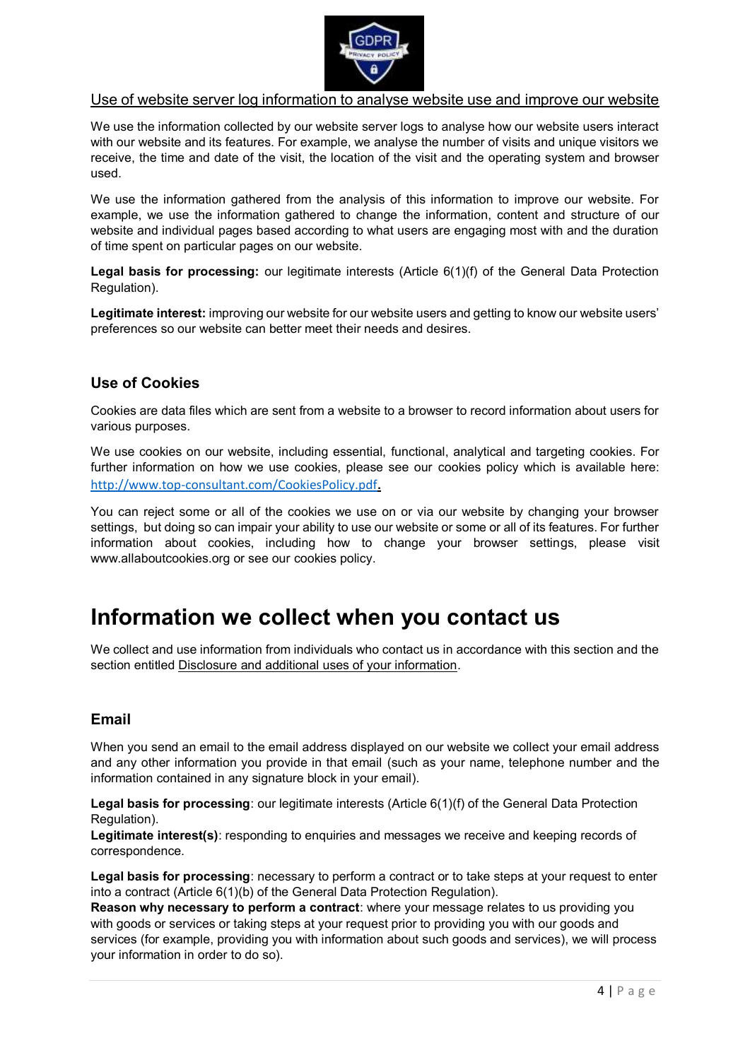Use of website server log information to analyse website use and improve our website

We use the information collected by our website server logs to analyse how our website users interact with our website and its features. For example, we analyse the number of visits and unique visitors we receive, the time and date of the visit, the location of the visit and the operating system and browser used.

We use the information gathered from the analysis of this information to improve our website. For example, we use the information gathered to change the information, content and structure of our website and individual pages based according to what users are engaging most with and the duration of time spent on particular pages on our website.

**Legal basis for processing:** our legitimate interests (Article 6(1)(f) of the General Data Protection Regulation).

**Legitimate interest:** improving our website for our website users and getting to know our website users' preferences so our website can better meet their needs and desires.

### Use of Cookies

Cookies are data files which are sent from a website to a browser to record information about users for various purposes.

We use cookies on our website, including essential, functional, analytical and targeting cookies. For further information on how we use cookies, please see our cookies policy which is available here: http://www.top-consultant.com/CookiesPolicy.pdf.

You can reject some or all of the cookies we use on or via our website by changing your browser settings, but doing so can impair your ability to use our website or some or all of its features. For further information about cookies, including how to change your browser settings, please visit www.allaboutcookies.org or see our cookies policy.

# Information we collect when you contact us

We collect and use information from individuals who contact us in accordance with this section and the section entitled Disclosure and additional uses of your information.

### Email

When you send an email to the email address displayed on our website we collect your email address and any other information you provide in that email (such as your name, telephone number and the information contained in any signature block in your email).

**Legal basis for processing**: our legitimate interests (Article 6(1)(f) of the General Data Protection Regulation).
**Legitimate interest(s)**: responding to enquiries and messages we receive and keeping records of correspondence.

**Legal basis for processing**: necessary to perform a contract or to take steps at your request to enter into a contract (Article 6(1)(b) of the General Data Protection Regulation).
**Reason why necessary to perform a contract**: where your message relates to us providing you with goods or services or taking steps at your request prior to providing you with our goods and services (for example, providing you with information about such goods and services), we will process your information in order to do so).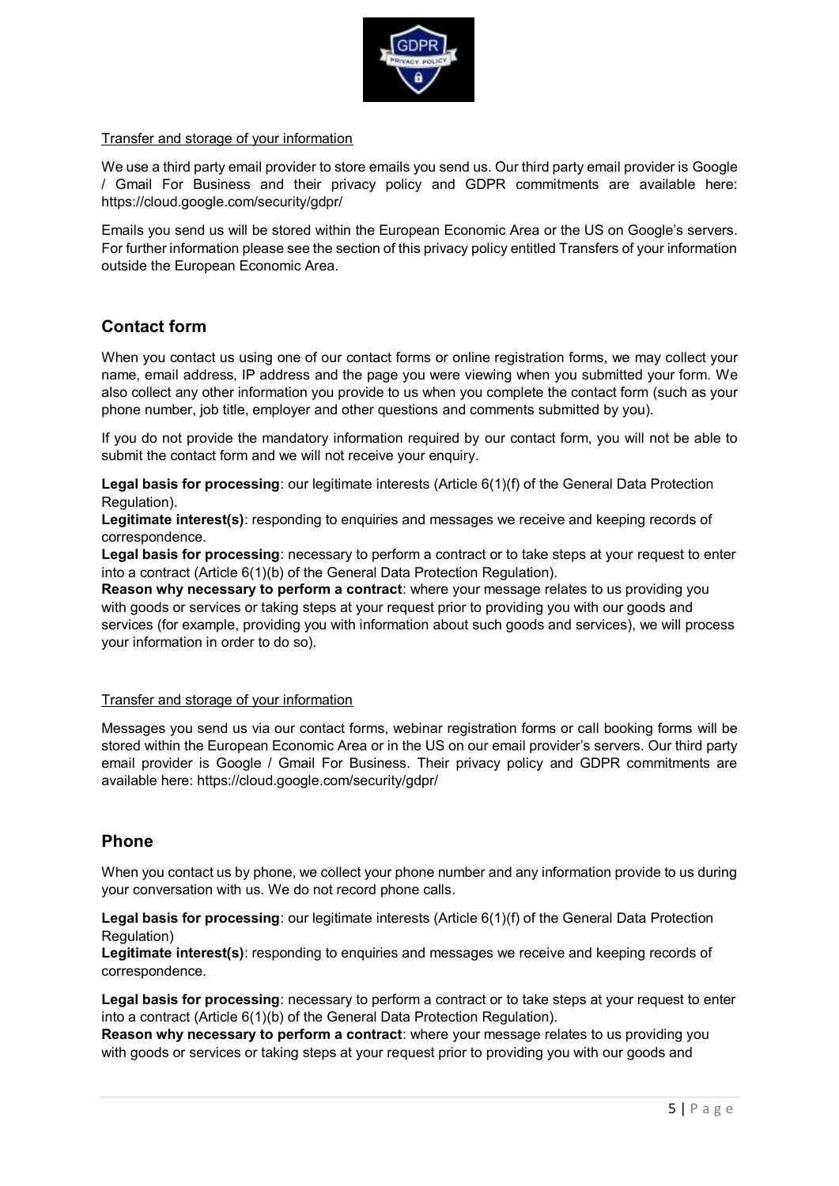Transfer and storage of your information

We use a third party email provider to store emails you send us. Our third party email provider is Google / Gmail For Business and their privacy policy and GDPR commitments are available here: https://cloud.google.com/security/gdpr/

Emails you send us will be stored within the European Economic Area or the US on Google's servers. For further information please see the section of this privacy policy entitled Transfers of your information outside the European Economic Area.

## Contact form

When you contact us using one of our contact forms or online registration forms, we may collect your name, email address, IP address and the page you were viewing when you submitted your form. We also collect any other information you provide to us when you complete the contact form (such as your phone number, job title, employer and other questions and comments submitted by you).

If you do not provide the mandatory information required by our contact form, you will not be able to submit the contact form and we will not receive your enquiry.

**Legal basis for processing**: our legitimate interests (Article 6(1)(f) of the General Data Protection Regulation).
**Legitimate interest(s)**: responding to enquiries and messages we receive and keeping records of correspondence.
**Legal basis for processing**: necessary to perform a contract or to take steps at your request to enter into a contract (Article 6(1)(b) of the General Data Protection Regulation).
**Reason why necessary to perform a contract**: where your message relates to us providing you with goods or services or taking steps at your request prior to providing you with our goods and services (for example, providing you with information about such goods and services), we will process your information in order to do so).

Transfer and storage of your information

Messages you send us via our contact forms, webinar registration forms or call booking forms will be stored within the European Economic Area or in the US on our email provider's servers. Our third party email provider is Google / Gmail For Business. Their privacy policy and GDPR commitments are available here: https://cloud.google.com/security/gdpr/

## Phone

When you contact us by phone, we collect your phone number and any information provide to us during your conversation with us. We do not record phone calls.

**Legal basis for processing**: our legitimate interests (Article 6(1)(f) of the General Data Protection Regulation)
**Legitimate interest(s)**: responding to enquiries and messages we receive and keeping records of correspondence.

**Legal basis for processing**: necessary to perform a contract or to take steps at your request to enter into a contract (Article 6(1)(b) of the General Data Protection Regulation).
**Reason why necessary to perform a contract**: where your message relates to us providing you with goods or services or taking steps at your request prior to providing you with our goods and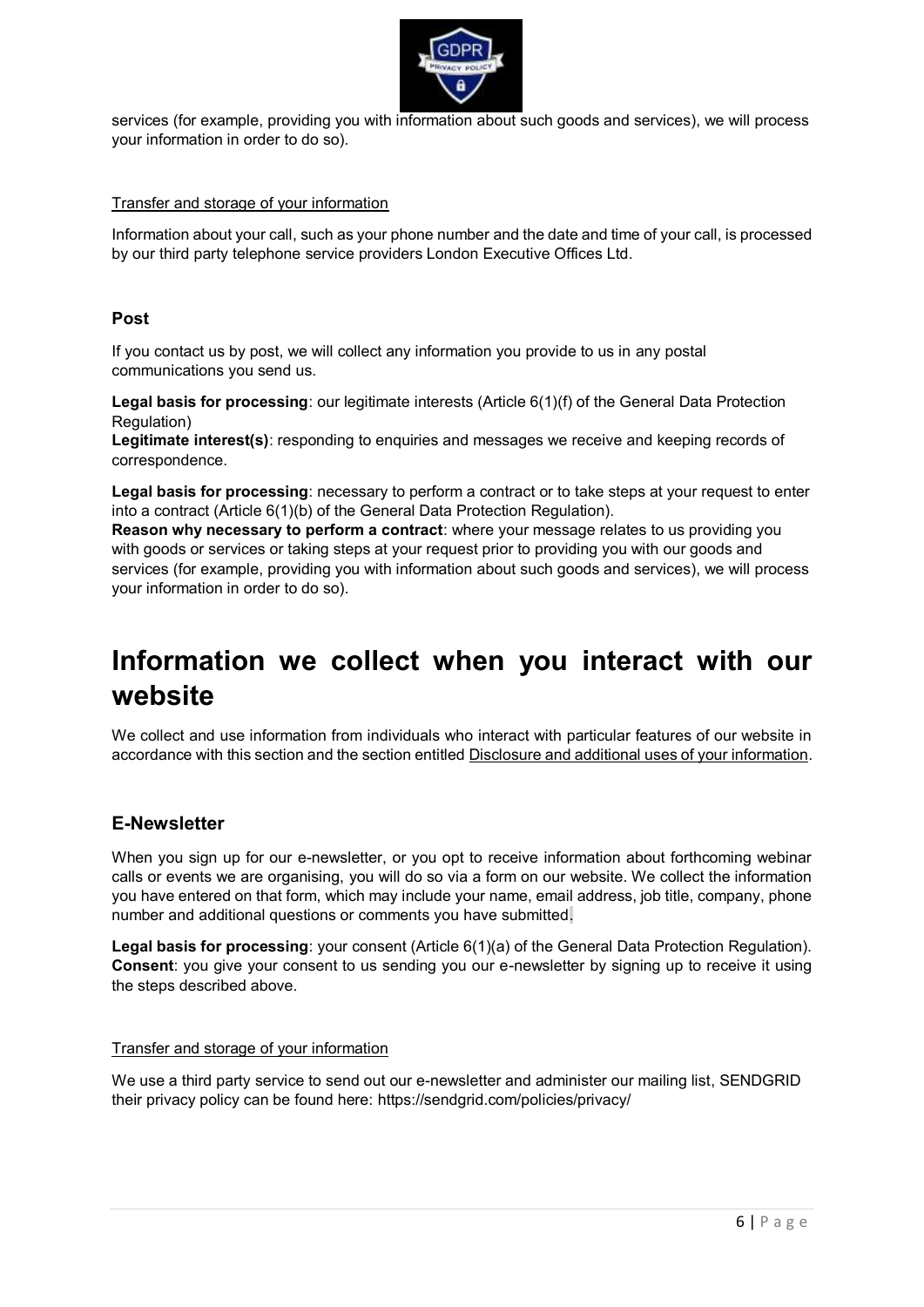services (for example, providing you with information about such goods and services), we will process your information in order to do so).

Transfer and storage of your information

Information about your call, such as your phone number and the date and time of your call, is processed by our third party telephone service providers London Executive Offices Ltd.

### Post

If you contact us by post, we will collect any information you provide to us in any postal communications you send us.

**Legal basis for processing**: our legitimate interests (Article 6(1)(f) of the General Data Protection Regulation)
**Legitimate interest(s)**: responding to enquiries and messages we receive and keeping records of correspondence.

**Legal basis for processing**: necessary to perform a contract or to take steps at your request to enter into a contract (Article 6(1)(b) of the General Data Protection Regulation).
**Reason why necessary to perform a contract**: where your message relates to us providing you with goods or services or taking steps at your request prior to providing you with our goods and services (for example, providing you with information about such goods and services), we will process your information in order to do so).

# Information we collect when you interact with our website

We collect and use information from individuals who interact with particular features of our website in accordance with this section and the section entitled Disclosure and additional uses of your information.

## E-Newsletter

When you sign up for our e-newsletter, or you opt to receive information about forthcoming webinar calls or events we are organising, you will do so via a form on our website. We collect the information you have entered on that form, which may include your name, email address, job title, company, phone number and additional questions or comments you have submitted.

**Legal basis for processing**: your consent (Article 6(1)(a) of the General Data Protection Regulation).
**Consent**: you give your consent to us sending you our e-newsletter by signing up to receive it using the steps described above.

Transfer and storage of your information

We use a third party service to send out our e-newsletter and administer our mailing list, SENDGRID their privacy policy can be found here: https://sendgrid.com/policies/privacy/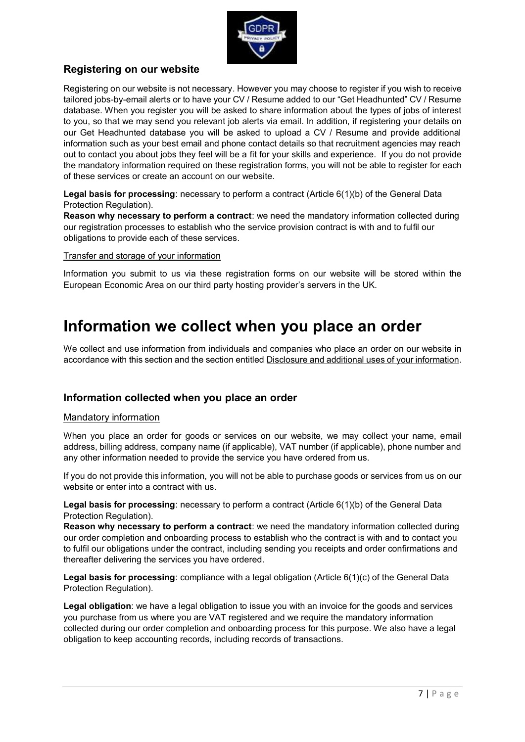### Registering on our website

Registering on our website is not necessary. However you may choose to register if you wish to receive tailored jobs-by-email alerts or to have your CV / Resume added to our "Get Headhunted" CV / Resume database. When you register you will be asked to share information about the types of jobs of interest to you, so that we may send you relevant job alerts via email. In addition, if registering your details on our Get Headhunted database you will be asked to upload a CV / Resume and provide additional information such as your best email and phone contact details so that recruitment agencies may reach out to contact you about jobs they feel will be a fit for your skills and experience. If you do not provide the mandatory information required on these registration forms, you will not be able to register for each of these services or create an account on our website.

**Legal basis for processing**: necessary to perform a contract (Article 6(1)(b) of the General Data Protection Regulation).
**Reason why necessary to perform a contract**: we need the mandatory information collected during our registration processes to establish who the service provision contract is with and to fulfil our obligations to provide each of these services.

Transfer and storage of your information

Information you submit to us via these registration forms on our website will be stored within the European Economic Area on our third party hosting provider's servers in the UK.

# Information we collect when you place an order

We collect and use information from individuals and companies who place an order on our website in accordance with this section and the section entitled Disclosure and additional uses of your information.

### Information collected when you place an order

Mandatory information

When you place an order for goods or services on our website, we may collect your name, email address, billing address, company name (if applicable), VAT number (if applicable), phone number and any other information needed to provide the service you have ordered from us.

If you do not provide this information, you will not be able to purchase goods or services from us on our website or enter into a contract with us.

**Legal basis for processing**: necessary to perform a contract (Article 6(1)(b) of the General Data Protection Regulation).
**Reason why necessary to perform a contract**: we need the mandatory information collected during our order completion and onboarding process to establish who the contract is with and to contact you to fulfil our obligations under the contract, including sending you receipts and order confirmations and thereafter delivering the services you have ordered.

**Legal basis for processing**: compliance with a legal obligation (Article 6(1)(c) of the General Data Protection Regulation).

**Legal obligation**: we have a legal obligation to issue you with an invoice for the goods and services you purchase from us where you are VAT registered and we require the mandatory information collected during our order completion and onboarding process for this purpose. We also have a legal obligation to keep accounting records, including records of transactions.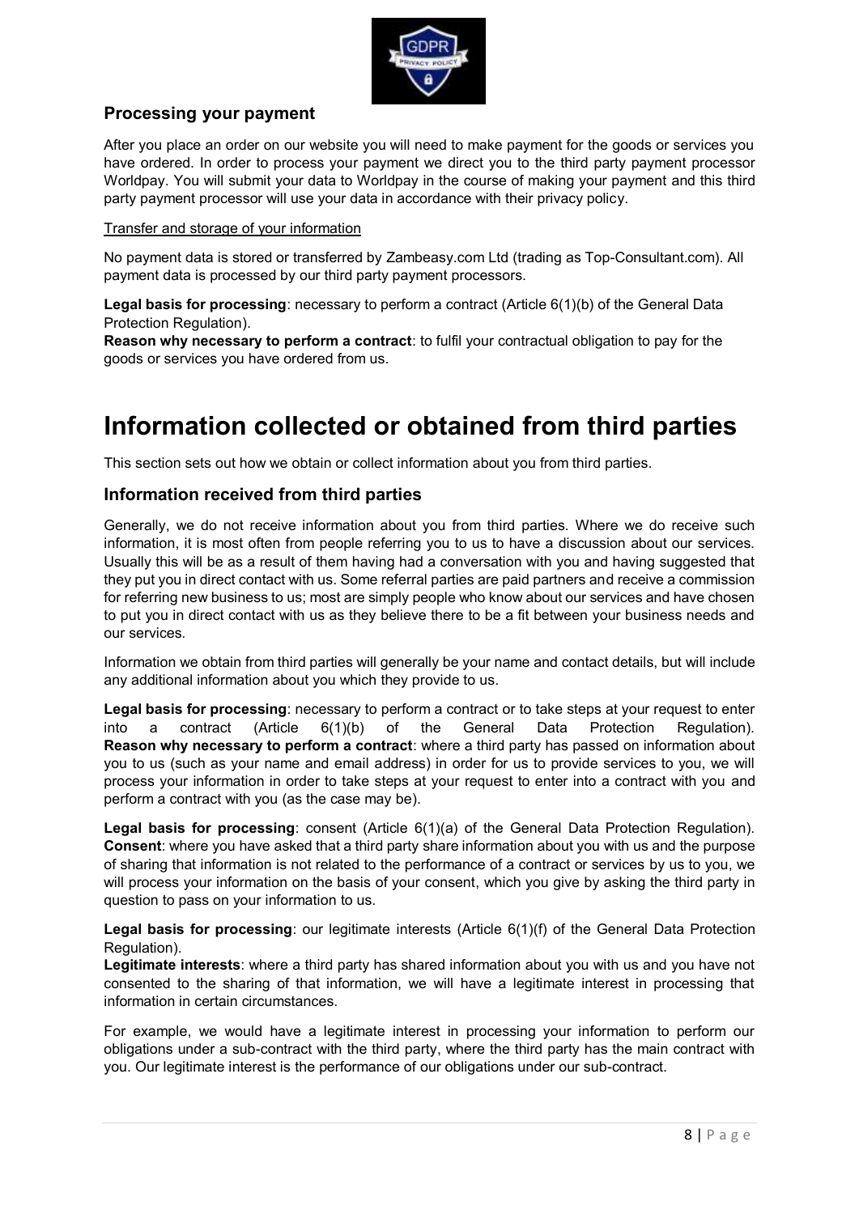### Processing your payment

After you place an order on our website you will need to make payment for the goods or services you have ordered. In order to process your payment we direct you to the third party payment processor Worldpay. You will submit your data to Worldpay in the course of making your payment and this third party payment processor will use your data in accordance with their privacy policy.

Transfer and storage of your information

No payment data is stored or transferred by Zambeasy.com Ltd (trading as Top-Consultant.com). All payment data is processed by our third party payment processors.

**Legal basis for processing**: necessary to perform a contract (Article 6(1)(b) of the General Data Protection Regulation).
**Reason why necessary to perform a contract**: to fulfil your contractual obligation to pay for the goods or services you have ordered from us.

# Information collected or obtained from third parties

This section sets out how we obtain or collect information about you from third parties.

### Information received from third parties

Generally, we do not receive information about you from third parties. Where we do receive such information, it is most often from people referring you to us to have a discussion about our services. Usually this will be as a result of them having had a conversation with you and having suggested that they put you in direct contact with us. Some referral parties are paid partners and receive a commission for referring new business to us; most are simply people who know about our services and have chosen to put you in direct contact with us as they believe there to be a fit between your business needs and our services.

Information we obtain from third parties will generally be your name and contact details, but will include any additional information about you which they provide to us.

**Legal basis for processing**: necessary to perform a contract or to take steps at your request to enter into a contract (Article 6(1)(b) of the General Data Protection Regulation).
**Reason why necessary to perform a contract**: where a third party has passed on information about you to us (such as your name and email address) in order for us to provide services to you, we will process your information in order to take steps at your request to enter into a contract with you and perform a contract with you (as the case may be).

**Legal basis for processing**: consent (Article 6(1)(a) of the General Data Protection Regulation).
**Consent**: where you have asked that a third party share information about you with us and the purpose of sharing that information is not related to the performance of a contract or services by us to you, we will process your information on the basis of your consent, which you give by asking the third party in question to pass on your information to us.

**Legal basis for processing**: our legitimate interests (Article 6(1)(f) of the General Data Protection Regulation).
**Legitimate interests**: where a third party has shared information about you with us and you have not consented to the sharing of that information, we will have a legitimate interest in processing that information in certain circumstances.

For example, we would have a legitimate interest in processing your information to perform our obligations under a sub-contract with the third party, where the third party has the main contract with you. Our legitimate interest is the performance of our obligations under our sub-contract.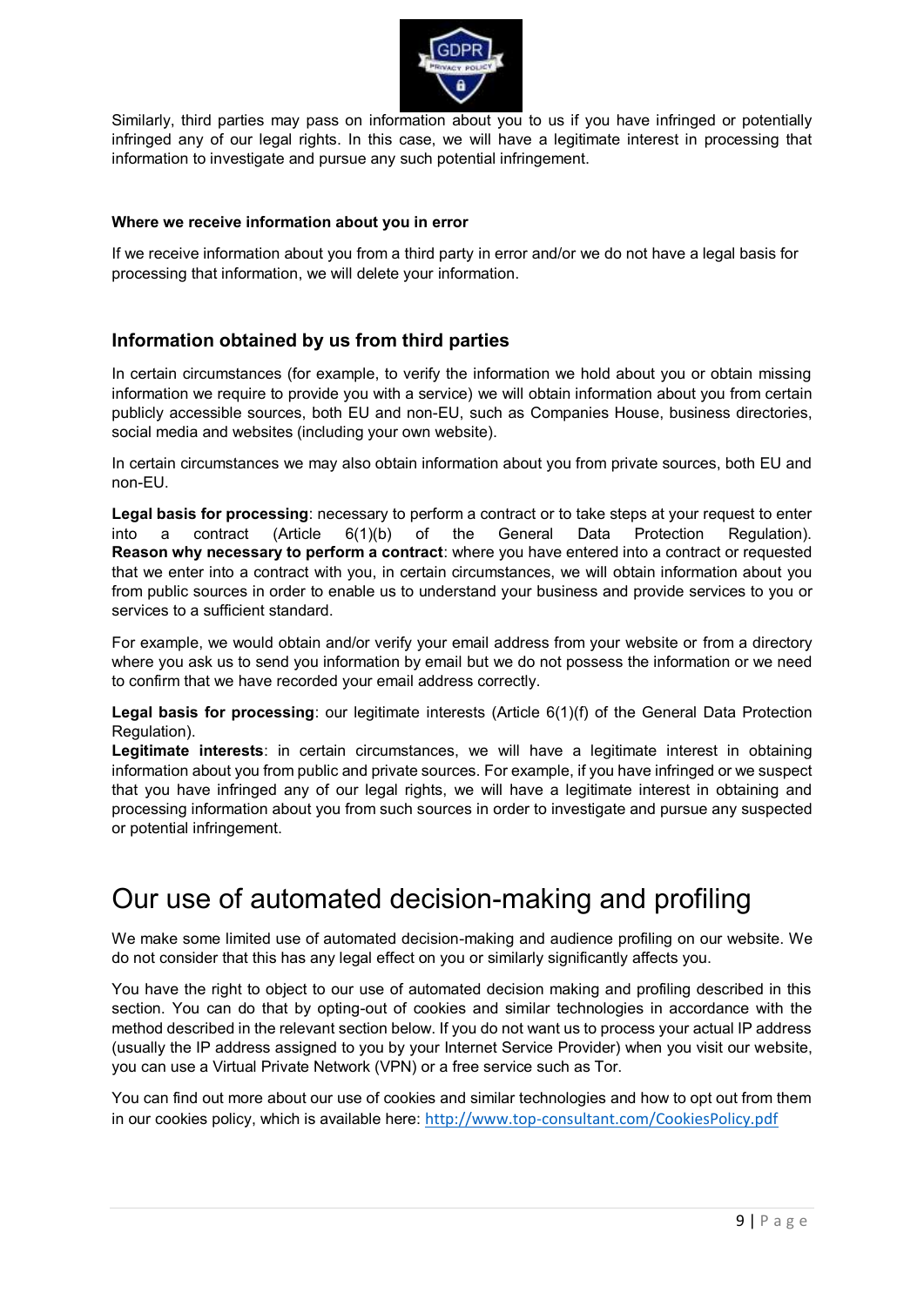Similarly, third parties may pass on information about you to us if you have infringed or potentially infringed any of our legal rights. In this case, we will have a legitimate interest in processing that information to investigate and pursue any such potential infringement.

#### Where we receive information about you in error

If we receive information about you from a third party in error and/or we do not have a legal basis for processing that information, we will delete your information.

### Information obtained by us from third parties

In certain circumstances (for example, to verify the information we hold about you or obtain missing information we require to provide you with a service) we will obtain information about you from certain publicly accessible sources, both EU and non-EU, such as Companies House, business directories, social media and websites (including your own website).

In certain circumstances we may also obtain information about you from private sources, both EU and non-EU.

**Legal basis for processing**: necessary to perform a contract or to take steps at your request to enter into a contract (Article 6(1)(b) of the General Data Protection Regulation).
**Reason why necessary to perform a contract**: where you have entered into a contract or requested that we enter into a contract with you, in certain circumstances, we will obtain information about you from public sources in order to enable us to understand your business and provide services to you or services to a sufficient standard.

For example, we would obtain and/or verify your email address from your website or from a directory where you ask us to send you information by email but we do not possess the information or we need to confirm that we have recorded your email address correctly.

**Legal basis for processing**: our legitimate interests (Article 6(1)(f) of the General Data Protection Regulation).
**Legitimate interests**: in certain circumstances, we will have a legitimate interest in obtaining information about you from public and private sources. For example, if you have infringed or we suspect that you have infringed any of our legal rights, we will have a legitimate interest in obtaining and processing information about you from such sources in order to investigate and pursue any suspected or potential infringement.

# Our use of automated decision-making and profiling

We make some limited use of automated decision-making and audience profiling on our website. We do not consider that this has any legal effect on you or similarly significantly affects you.

You have the right to object to our use of automated decision making and profiling described in this section. You can do that by opting-out of cookies and similar technologies in accordance with the method described in the relevant section below. If you do not want us to process your actual IP address (usually the IP address assigned to you by your Internet Service Provider) when you visit our website, you can use a Virtual Private Network (VPN) or a free service such as Tor.

You can find out more about our use of cookies and similar technologies and how to opt out from them in our cookies policy, which is available here: http://www.top-consultant.com/CookiesPolicy.pdf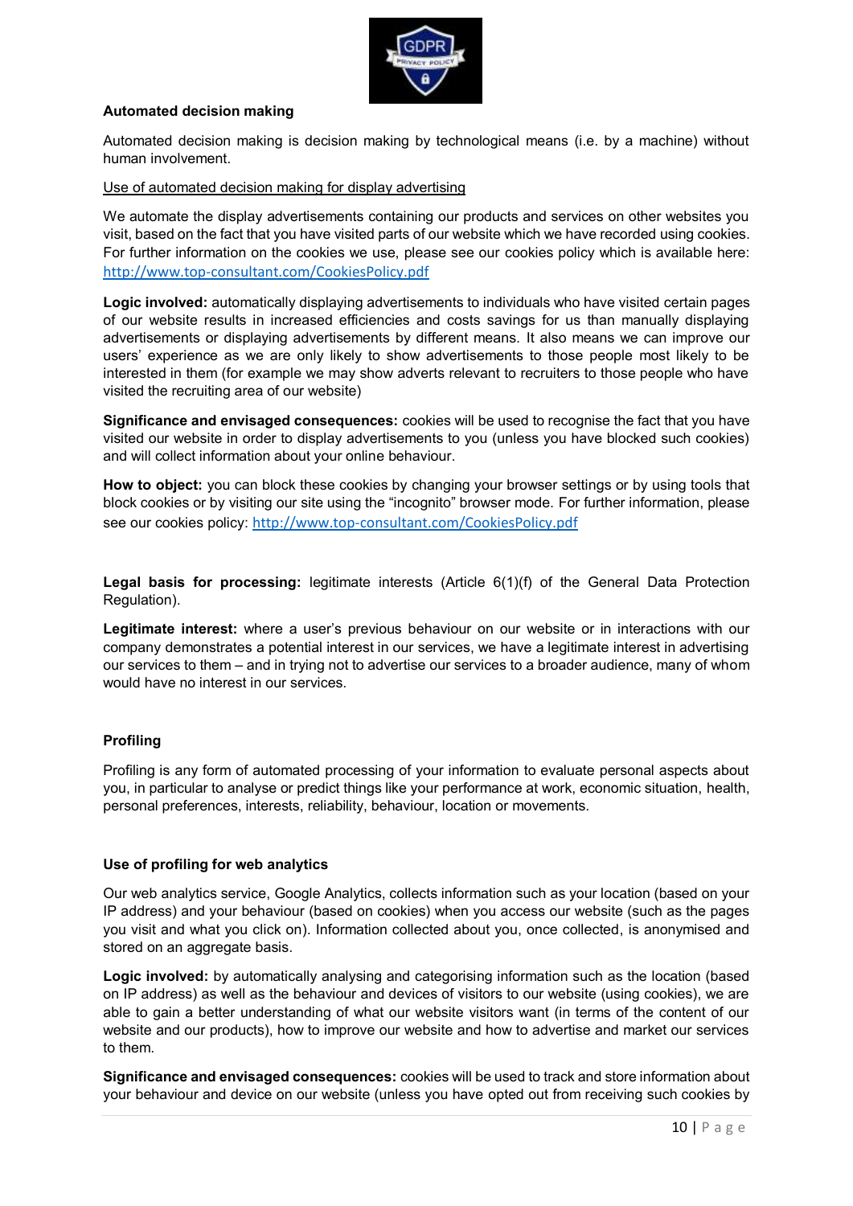### Automated decision making

Automated decision making is decision making by technological means (i.e. by a machine) without human involvement.

Use of automated decision making for display advertising

We automate the display advertisements containing our products and services on other websites you visit, based on the fact that you have visited parts of our website which we have recorded using cookies. For further information on the cookies we use, please see our cookies policy which is available here: http://www.top-consultant.com/CookiesPolicy.pdf

**Logic involved:** automatically displaying advertisements to individuals who have visited certain pages of our website results in increased efficiencies and costs savings for us than manually displaying advertisements or displaying advertisements by different means. It also means we can improve our users' experience as we are only likely to show advertisements to those people most likely to be interested in them (for example we may show adverts relevant to recruiters to those people who have visited the recruiting area of our website)

**Significance and envisaged consequences:** cookies will be used to recognise the fact that you have visited our website in order to display advertisements to you (unless you have blocked such cookies) and will collect information about your online behaviour.

**How to object:** you can block these cookies by changing your browser settings or by using tools that block cookies or by visiting our site using the "incognito" browser mode. For further information, please see our cookies policy: http://www.top-consultant.com/CookiesPolicy.pdf

**Legal basis for processing:** legitimate interests (Article 6(1)(f) of the General Data Protection Regulation).

**Legitimate interest:** where a user's previous behaviour on our website or in interactions with our company demonstrates a potential interest in our services, we have a legitimate interest in advertising our services to them – and in trying not to advertise our services to a broader audience, many of whom would have no interest in our services.

### Profiling

Profiling is any form of automated processing of your information to evaluate personal aspects about you, in particular to analyse or predict things like your performance at work, economic situation, health, personal preferences, interests, reliability, behaviour, location or movements.

### Use of profiling for web analytics

Our web analytics service, Google Analytics, collects information such as your location (based on your IP address) and your behaviour (based on cookies) when you access our website (such as the pages you visit and what you click on). Information collected about you, once collected, is anonymised and stored on an aggregate basis.

**Logic involved:** by automatically analysing and categorising information such as the location (based on IP address) as well as the behaviour and devices of visitors to our website (using cookies), we are able to gain a better understanding of what our website visitors want (in terms of the content of our website and our products), how to improve our website and how to advertise and market our services to them.

**Significance and envisaged consequences:** cookies will be used to track and store information about your behaviour and device on our website (unless you have opted out from receiving such cookies by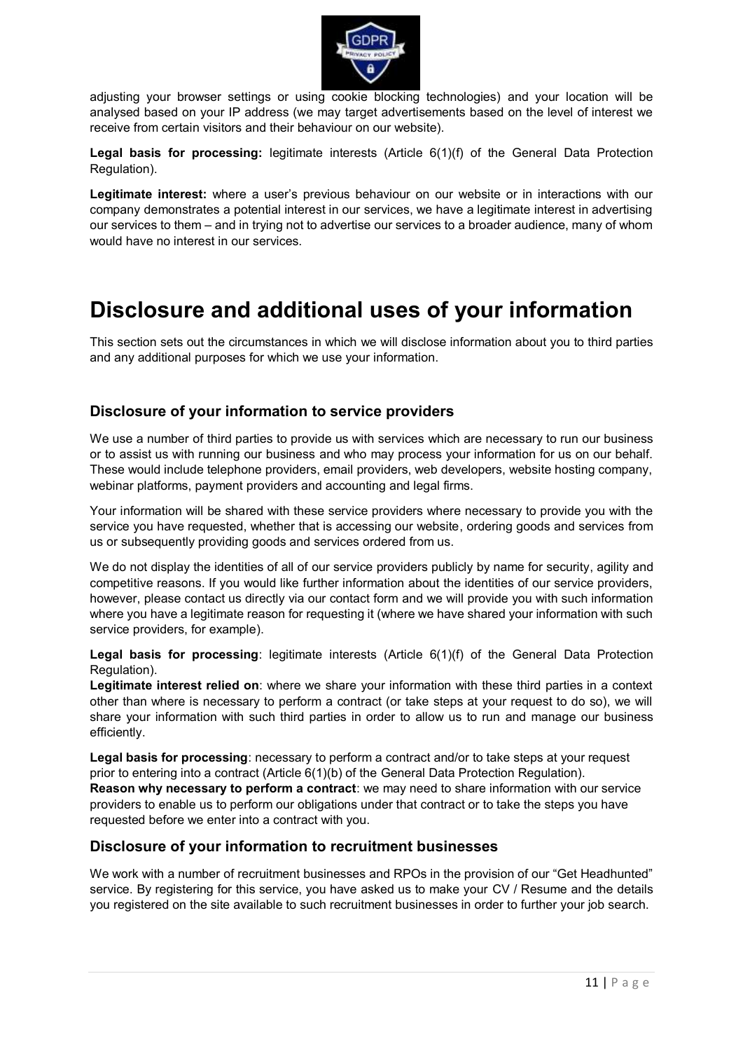adjusting your browser settings or using cookie blocking technologies) and your location will be analysed based on your IP address (we may target advertisements based on the level of interest we receive from certain visitors and their behaviour on our website).

**Legal basis for processing:** legitimate interests (Article 6(1)(f) of the General Data Protection Regulation).

**Legitimate interest:** where a user's previous behaviour on our website or in interactions with our company demonstrates a potential interest in our services, we have a legitimate interest in advertising our services to them – and in trying not to advertise our services to a broader audience, many of whom would have no interest in our services.

# Disclosure and additional uses of your information

This section sets out the circumstances in which we will disclose information about you to third parties and any additional purposes for which we use your information.

## Disclosure of your information to service providers

We use a number of third parties to provide us with services which are necessary to run our business or to assist us with running our business and who may process your information for us on our behalf. These would include telephone providers, email providers, web developers, website hosting company, webinar platforms, payment providers and accounting and legal firms.

Your information will be shared with these service providers where necessary to provide you with the service you have requested, whether that is accessing our website, ordering goods and services from us or subsequently providing goods and services ordered from us.

We do not display the identities of all of our service providers publicly by name for security, agility and competitive reasons. If you would like further information about the identities of our service providers, however, please contact us directly via our contact form and we will provide you with such information where you have a legitimate reason for requesting it (where we have shared your information with such service providers, for example).

**Legal basis for processing**: legitimate interests (Article 6(1)(f) of the General Data Protection Regulation).
**Legitimate interest relied on**: where we share your information with these third parties in a context other than where is necessary to perform a contract (or take steps at your request to do so), we will share your information with such third parties in order to allow us to run and manage our business efficiently.

**Legal basis for processing**: necessary to perform a contract and/or to take steps at your request prior to entering into a contract (Article 6(1)(b) of the General Data Protection Regulation).
**Reason why necessary to perform a contract**: we may need to share information with our service providers to enable us to perform our obligations under that contract or to take the steps you have requested before we enter into a contract with you.

## Disclosure of your information to recruitment businesses

We work with a number of recruitment businesses and RPOs in the provision of our "Get Headhunted" service. By registering for this service, you have asked us to make your CV / Resume and the details you registered on the site available to such recruitment businesses in order to further your job search.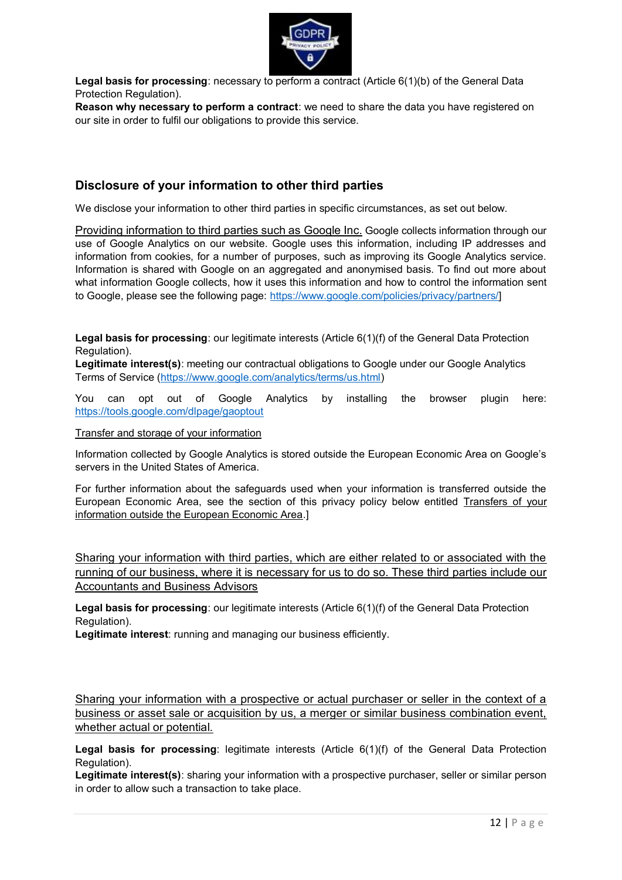**Legal basis for processing**: necessary to perform a contract (Article 6(1)(b) of the General Data Protection Regulation).
**Reason why necessary to perform a contract**: we need to share the data you have registered on our site in order to fulfil our obligations to provide this service.

## Disclosure of your information to other third parties

We disclose your information to other third parties in specific circumstances, as set out below.

Providing information to third parties such as Google Inc. Google collects information through our use of Google Analytics on our website. Google uses this information, including IP addresses and information from cookies, for a number of purposes, such as improving its Google Analytics service. Information is shared with Google on an aggregated and anonymised basis. To find out more about what information Google collects, how it uses this information and how to control the information sent to Google, please see the following page: https://www.google.com/policies/privacy/partners/]

**Legal basis for processing**: our legitimate interests (Article 6(1)(f) of the General Data Protection Regulation).
**Legitimate interest(s)**: meeting our contractual obligations to Google under our Google Analytics Terms of Service (https://www.google.com/analytics/terms/us.html)

You can opt out of Google Analytics by installing the browser plugin here: https://tools.google.com/dlpage/gaoptout

Transfer and storage of your information

Information collected by Google Analytics is stored outside the European Economic Area on Google's servers in the United States of America.

For further information about the safeguards used when your information is transferred outside the European Economic Area, see the section of this privacy policy below entitled Transfers of your information outside the European Economic Area.]

Sharing your information with third parties, which are either related to or associated with the running of our business, where it is necessary for us to do so. These third parties include our Accountants and Business Advisors

**Legal basis for processing**: our legitimate interests (Article 6(1)(f) of the General Data Protection Regulation).
**Legitimate interest**: running and managing our business efficiently.

Sharing your information with a prospective or actual purchaser or seller in the context of a business or asset sale or acquisition by us, a merger or similar business combination event, whether actual or potential.

**Legal basis for processing**: legitimate interests (Article 6(1)(f) of the General Data Protection Regulation).
**Legitimate interest(s)**: sharing your information with a prospective purchaser, seller or similar person in order to allow such a transaction to take place.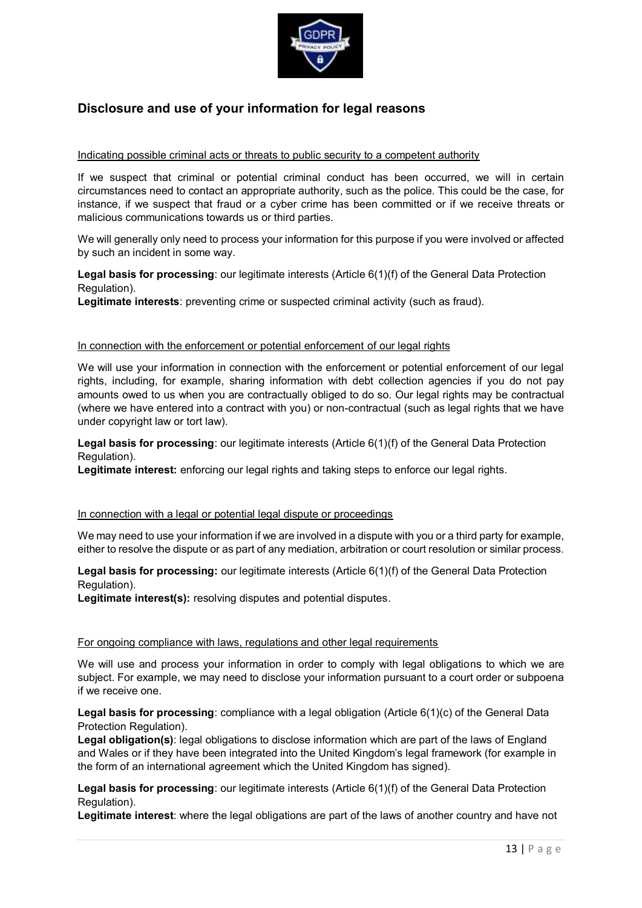## Disclosure and use of your information for legal reasons

Indicating possible criminal acts or threats to public security to a competent authority

If we suspect that criminal or potential criminal conduct has been occurred, we will in certain circumstances need to contact an appropriate authority, such as the police. This could be the case, for instance, if we suspect that fraud or a cyber crime has been committed or if we receive threats or malicious communications towards us or third parties.

We will generally only need to process your information for this purpose if you were involved or affected by such an incident in some way.

**Legal basis for processing**: our legitimate interests (Article 6(1)(f) of the General Data Protection Regulation).
**Legitimate interests**: preventing crime or suspected criminal activity (such as fraud).

In connection with the enforcement or potential enforcement of our legal rights

We will use your information in connection with the enforcement or potential enforcement of our legal rights, including, for example, sharing information with debt collection agencies if you do not pay amounts owed to us when you are contractually obliged to do so. Our legal rights may be contractual (where we have entered into a contract with you) or non-contractual (such as legal rights that we have under copyright law or tort law).

**Legal basis for processing**: our legitimate interests (Article 6(1)(f) of the General Data Protection Regulation).
**Legitimate interest:** enforcing our legal rights and taking steps to enforce our legal rights.

In connection with a legal or potential legal dispute or proceedings

We may need to use your information if we are involved in a dispute with you or a third party for example, either to resolve the dispute or as part of any mediation, arbitration or court resolution or similar process.

**Legal basis for processing:** our legitimate interests (Article 6(1)(f) of the General Data Protection Regulation).
**Legitimate interest(s):** resolving disputes and potential disputes.

For ongoing compliance with laws, regulations and other legal requirements

We will use and process your information in order to comply with legal obligations to which we are subject. For example, we may need to disclose your information pursuant to a court order or subpoena if we receive one.

**Legal basis for processing**: compliance with a legal obligation (Article 6(1)(c) of the General Data Protection Regulation).
**Legal obligation(s)**: legal obligations to disclose information which are part of the laws of England and Wales or if they have been integrated into the United Kingdom's legal framework (for example in the form of an international agreement which the United Kingdom has signed).

**Legal basis for processing**: our legitimate interests (Article 6(1)(f) of the General Data Protection Regulation).
**Legitimate interest**: where the legal obligations are part of the laws of another country and have not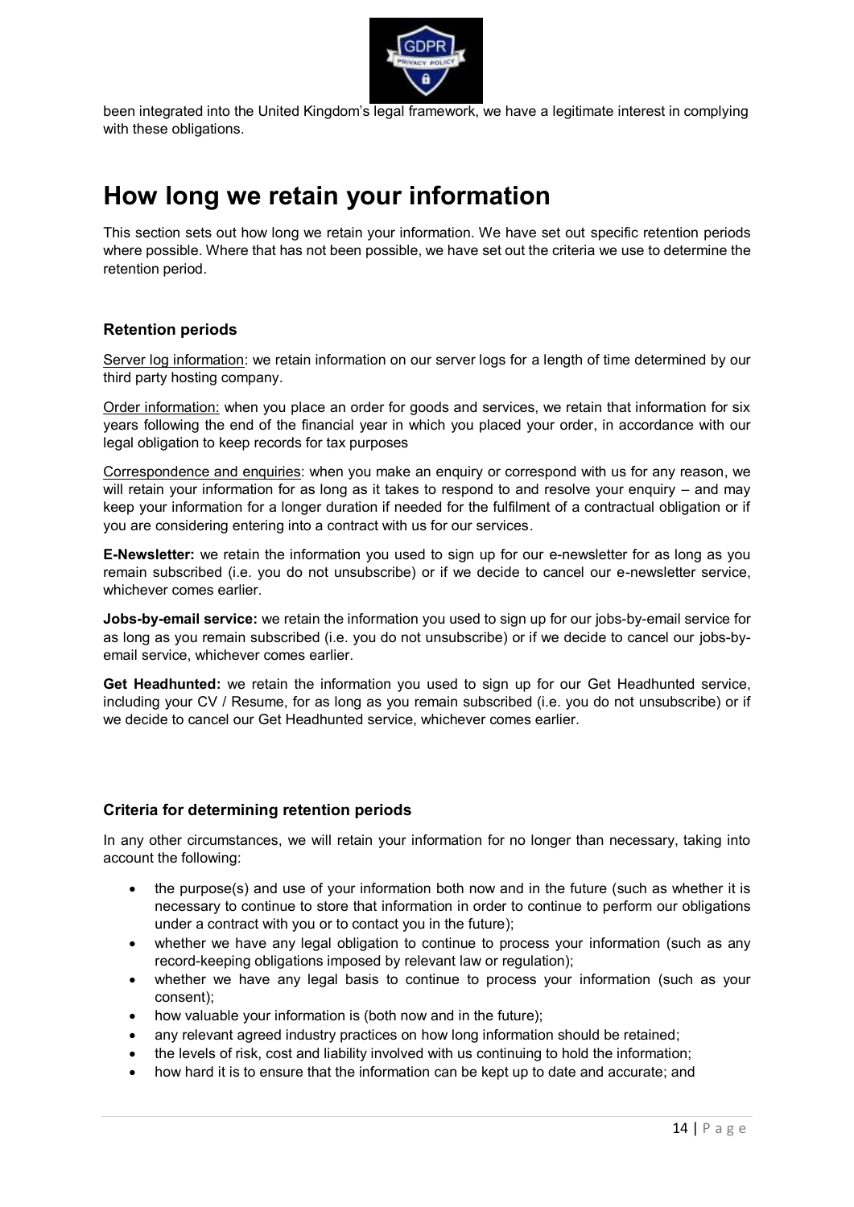been integrated into the United Kingdom's legal framework, we have a legitimate interest in complying with these obligations.

# How long we retain your information

This section sets out how long we retain your information. We have set out specific retention periods where possible. Where that has not been possible, we have set out the criteria we use to determine the retention period.

### Retention periods

Server log information: we retain information on our server logs for a length of time determined by our third party hosting company.

Order information: when you place an order for goods and services, we retain that information for six years following the end of the financial year in which you placed your order, in accordance with our legal obligation to keep records for tax purposes

Correspondence and enquiries: when you make an enquiry or correspond with us for any reason, we will retain your information for as long as it takes to respond to and resolve your enquiry – and may keep your information for a longer duration if needed for the fulfilment of a contractual obligation or if you are considering entering into a contract with us for our services.

**E-Newsletter:** we retain the information you used to sign up for our e-newsletter for as long as you remain subscribed (i.e. you do not unsubscribe) or if we decide to cancel our e-newsletter service, whichever comes earlier.

**Jobs-by-email service:** we retain the information you used to sign up for our jobs-by-email service for as long as you remain subscribed (i.e. you do not unsubscribe) or if we decide to cancel our jobs-by-email service, whichever comes earlier.

**Get Headhunted:** we retain the information you used to sign up for our Get Headhunted service, including your CV / Resume, for as long as you remain subscribed (i.e. you do not unsubscribe) or if we decide to cancel our Get Headhunted service, whichever comes earlier.

### Criteria for determining retention periods

In any other circumstances, we will retain your information for no longer than necessary, taking into account the following:

- the purpose(s) and use of your information both now and in the future (such as whether it is necessary to continue to store that information in order to continue to perform our obligations under a contract with you or to contact you in the future);
- whether we have any legal obligation to continue to process your information (such as any record-keeping obligations imposed by relevant law or regulation);
- whether we have any legal basis to continue to process your information (such as your consent);
- how valuable your information is (both now and in the future);
- any relevant agreed industry practices on how long information should be retained;
- the levels of risk, cost and liability involved with us continuing to hold the information;
- how hard it is to ensure that the information can be kept up to date and accurate; and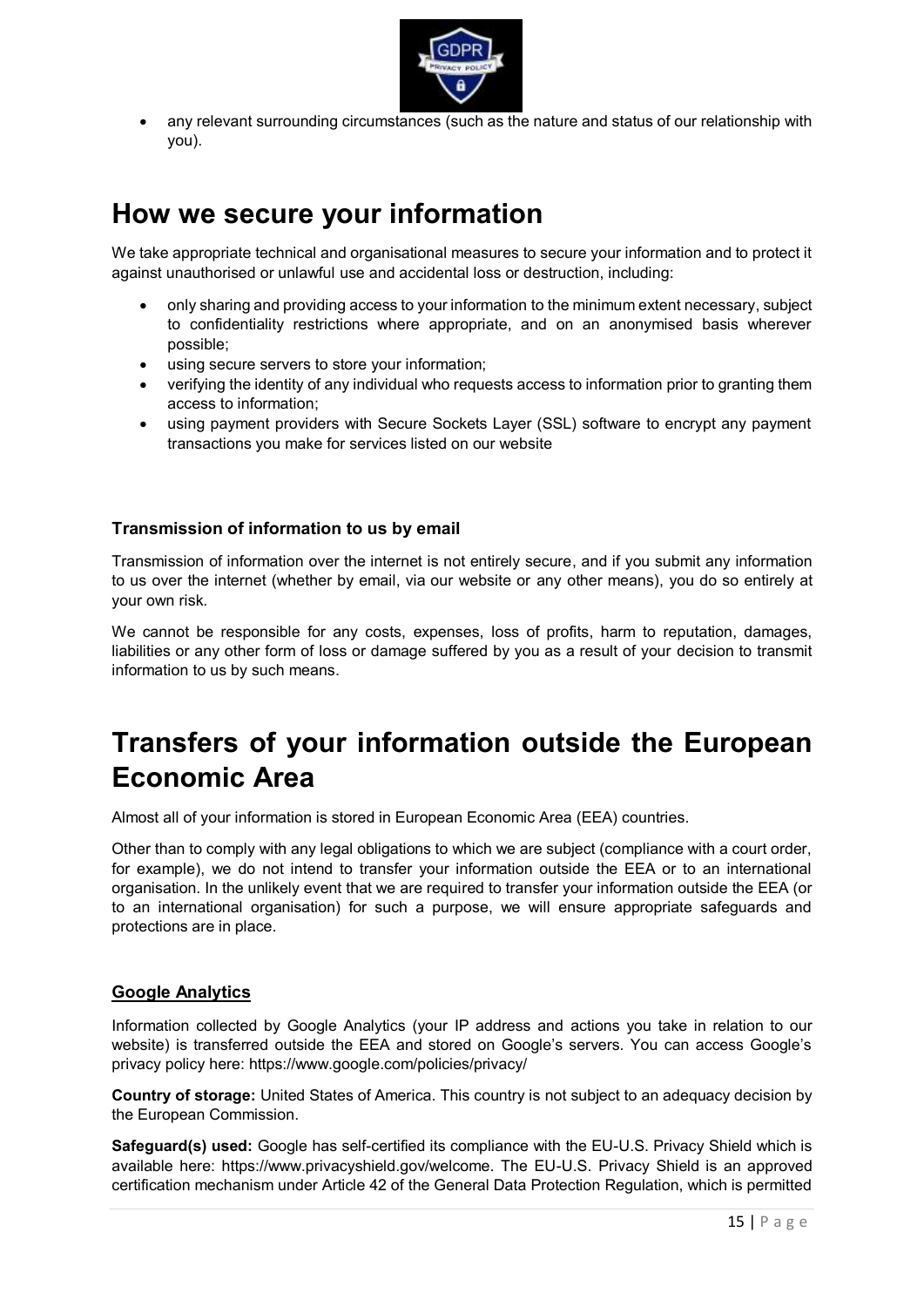- any relevant surrounding circumstances (such as the nature and status of our relationship with you).

# How we secure your information

We take appropriate technical and organisational measures to secure your information and to protect it against unauthorised or unlawful use and accidental loss or destruction, including:

- only sharing and providing access to your information to the minimum extent necessary, subject to confidentiality restrictions where appropriate, and on an anonymised basis wherever possible;
- using secure servers to store your information;
- verifying the identity of any individual who requests access to information prior to granting them access to information;
- using payment providers with Secure Sockets Layer (SSL) software to encrypt any payment transactions you make for services listed on our website

### Transmission of information to us by email

Transmission of information over the internet is not entirely secure, and if you submit any information to us over the internet (whether by email, via our website or any other means), you do so entirely at your own risk.

We cannot be responsible for any costs, expenses, loss of profits, harm to reputation, damages, liabilities or any other form of loss or damage suffered by you as a result of your decision to transmit information to us by such means.

# Transfers of your information outside the European Economic Area

Almost all of your information is stored in European Economic Area (EEA) countries.

Other than to comply with any legal obligations to which we are subject (compliance with a court order, for example), we do not intend to transfer your information outside the EEA or to an international organisation. In the unlikely event that we are required to transfer your information outside the EEA (or to an international organisation) for such a purpose, we will ensure appropriate safeguards and protections are in place.

### Google Analytics

Information collected by Google Analytics (your IP address and actions you take in relation to our website) is transferred outside the EEA and stored on Google's servers. You can access Google's privacy policy here: https://www.google.com/policies/privacy/

**Country of storage:** United States of America. This country is not subject to an adequacy decision by the European Commission.

**Safeguard(s) used:** Google has self-certified its compliance with the EU-U.S. Privacy Shield which is available here: https://www.privacyshield.gov/welcome. The EU-U.S. Privacy Shield is an approved certification mechanism under Article 42 of the General Data Protection Regulation, which is permitted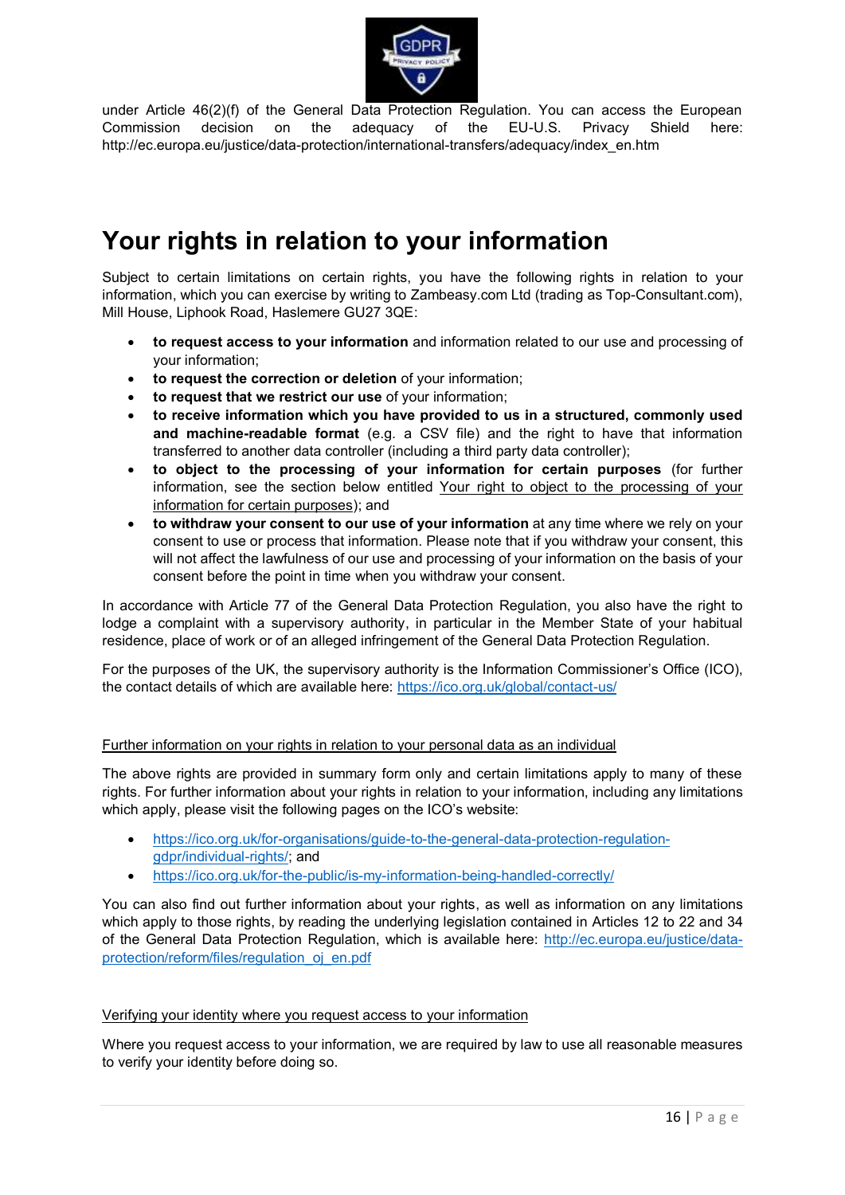under Article 46(2)(f) of the General Data Protection Regulation. You can access the European Commission decision on the adequacy of the EU-U.S. Privacy Shield here: http://ec.europa.eu/justice/data-protection/international-transfers/adequacy/index_en.htm

# Your rights in relation to your information

Subject to certain limitations on certain rights, you have the following rights in relation to your information, which you can exercise by writing to Zambeasy.com Ltd (trading as Top-Consultant.com), Mill House, Liphook Road, Haslemere GU27 3QE:

- **to request access to your information** and information related to our use and processing of your information;
- **to request the correction or deletion** of your information;
- **to request that we restrict our use** of your information;
- **to receive information which you have provided to us in a structured, commonly used and machine-readable format** (e.g. a CSV file) and the right to have that information transferred to another data controller (including a third party data controller);
- **to object to the processing of your information for certain purposes** (for further information, see the section below entitled Your right to object to the processing of your information for certain purposes); and
- **to withdraw your consent to our use of your information** at any time where we rely on your consent to use or process that information. Please note that if you withdraw your consent, this will not affect the lawfulness of our use and processing of your information on the basis of your consent before the point in time when you withdraw your consent.

In accordance with Article 77 of the General Data Protection Regulation, you also have the right to lodge a complaint with a supervisory authority, in particular in the Member State of your habitual residence, place of work or of an alleged infringement of the General Data Protection Regulation.

For the purposes of the UK, the supervisory authority is the Information Commissioner's Office (ICO), the contact details of which are available here: https://ico.org.uk/global/contact-us/

Further information on your rights in relation to your personal data as an individual

The above rights are provided in summary form only and certain limitations apply to many of these rights. For further information about your rights in relation to your information, including any limitations which apply, please visit the following pages on the ICO's website:

- https://ico.org.uk/for-organisations/guide-to-the-general-data-protection-regulation-gdpr/individual-rights/; and
- https://ico.org.uk/for-the-public/is-my-information-being-handled-correctly/

You can also find out further information about your rights, as well as information on any limitations which apply to those rights, by reading the underlying legislation contained in Articles 12 to 22 and 34 of the General Data Protection Regulation, which is available here: http://ec.europa.eu/justice/data-protection/reform/files/regulation_oj_en.pdf

Verifying your identity where you request access to your information

Where you request access to your information, we are required by law to use all reasonable measures to verify your identity before doing so.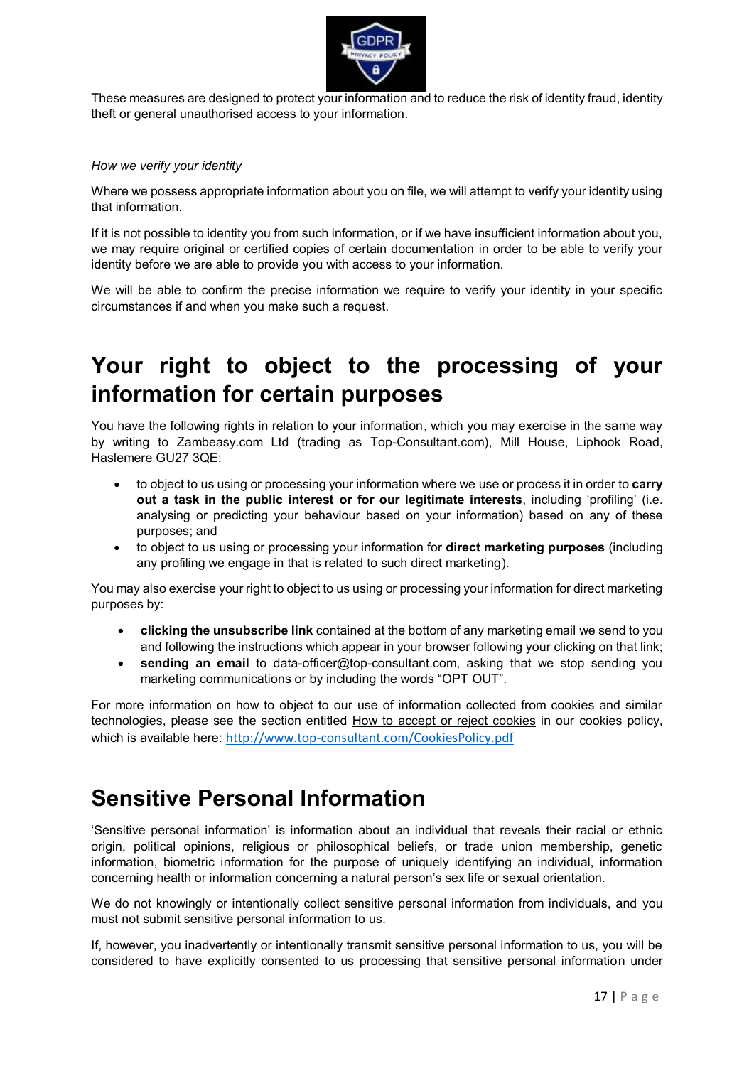These measures are designed to protect your information and to reduce the risk of identity fraud, identity theft or general unauthorised access to your information.

*How we verify your identity*

Where we possess appropriate information about you on file, we will attempt to verify your identity using that information.

If it is not possible to identity you from such information, or if we have insufficient information about you, we may require original or certified copies of certain documentation in order to be able to verify your identity before we are able to provide you with access to your information.

We will be able to confirm the precise information we require to verify your identity in your specific circumstances if and when you make such a request.

# Your right to object to the processing of your information for certain purposes

You have the following rights in relation to your information, which you may exercise in the same way by writing to Zambeasy.com Ltd (trading as Top-Consultant.com), Mill House, Liphook Road, Haslemere GU27 3QE:

- to object to us using or processing your information where we use or process it in order to **carry out a task in the public interest or for our legitimate interests**, including 'profiling' (i.e. analysing or predicting your behaviour based on your information) based on any of these purposes; and
- to object to us using or processing your information for **direct marketing purposes** (including any profiling we engage in that is related to such direct marketing).

You may also exercise your right to object to us using or processing your information for direct marketing purposes by:

- **clicking the unsubscribe link** contained at the bottom of any marketing email we send to you and following the instructions which appear in your browser following your clicking on that link;
- **sending an email** to data-officer@top-consultant.com, asking that we stop sending you marketing communications or by including the words "OPT OUT".

For more information on how to object to our use of information collected from cookies and similar technologies, please see the section entitled How to accept or reject cookies in our cookies policy, which is available here: http://www.top-consultant.com/CookiesPolicy.pdf

# Sensitive Personal Information

'Sensitive personal information' is information about an individual that reveals their racial or ethnic origin, political opinions, religious or philosophical beliefs, or trade union membership, genetic information, biometric information for the purpose of uniquely identifying an individual, information concerning health or information concerning a natural person's sex life or sexual orientation.

We do not knowingly or intentionally collect sensitive personal information from individuals, and you must not submit sensitive personal information to us.

If, however, you inadvertently or intentionally transmit sensitive personal information to us, you will be considered to have explicitly consented to us processing that sensitive personal information under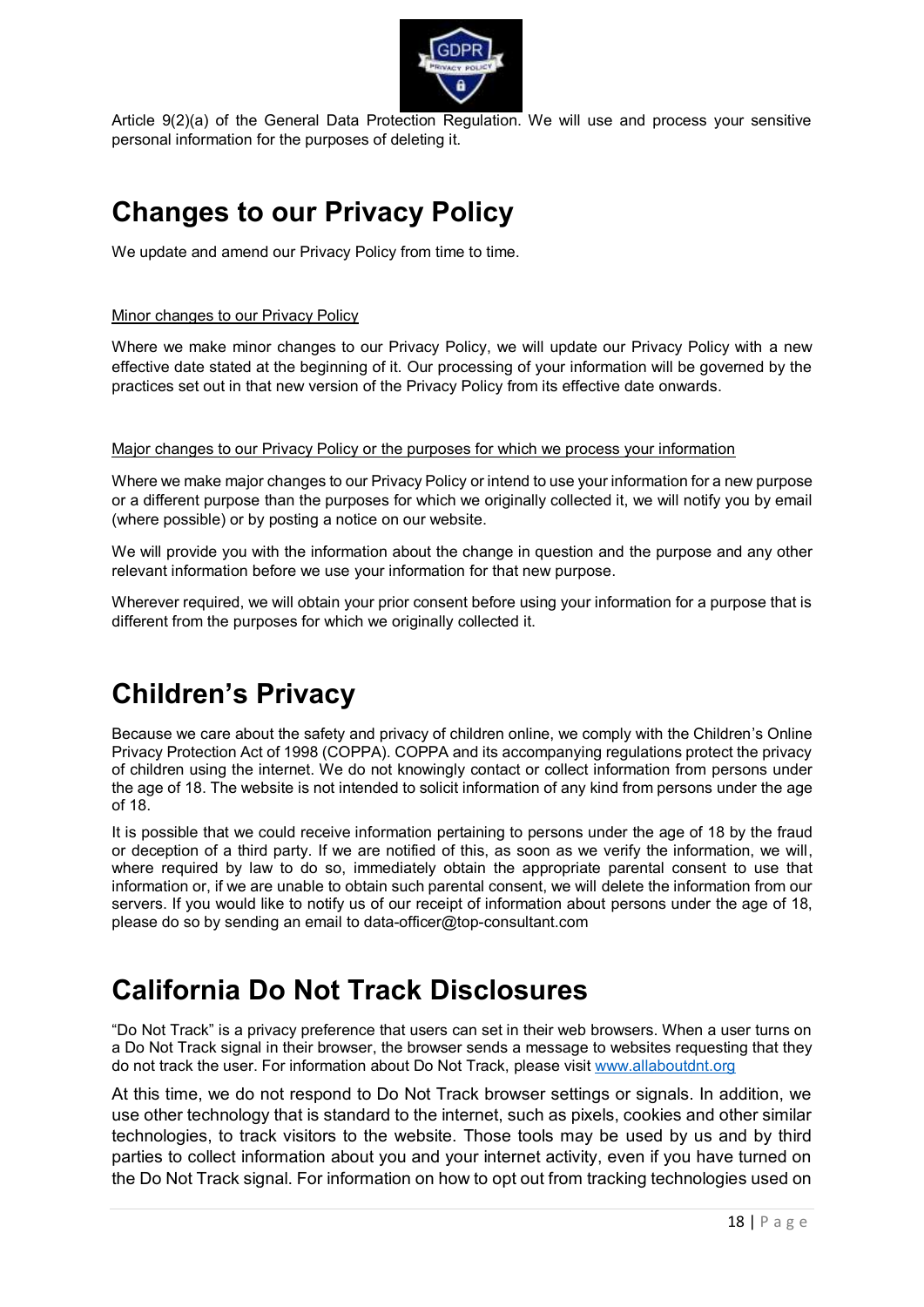Article 9(2)(a) of the General Data Protection Regulation. We will use and process your sensitive personal information for the purposes of deleting it.

# Changes to our Privacy Policy

We update and amend our Privacy Policy from time to time.

Minor changes to our Privacy Policy

Where we make minor changes to our Privacy Policy, we will update our Privacy Policy with a new effective date stated at the beginning of it. Our processing of your information will be governed by the practices set out in that new version of the Privacy Policy from its effective date onwards.

Major changes to our Privacy Policy or the purposes for which we process your information

Where we make major changes to our Privacy Policy or intend to use your information for a new purpose or a different purpose than the purposes for which we originally collected it, we will notify you by email (where possible) or by posting a notice on our website.

We will provide you with the information about the change in question and the purpose and any other relevant information before we use your information for that new purpose.

Wherever required, we will obtain your prior consent before using your information for a purpose that is different from the purposes for which we originally collected it.

# Children's Privacy

Because we care about the safety and privacy of children online, we comply with the Children's Online Privacy Protection Act of 1998 (COPPA). COPPA and its accompanying regulations protect the privacy of children using the internet. We do not knowingly contact or collect information from persons under the age of 18. The website is not intended to solicit information of any kind from persons under the age of 18.

It is possible that we could receive information pertaining to persons under the age of 18 by the fraud or deception of a third party. If we are notified of this, as soon as we verify the information, we will, where required by law to do so, immediately obtain the appropriate parental consent to use that information or, if we are unable to obtain such parental consent, we will delete the information from our servers. If you would like to notify us of our receipt of information about persons under the age of 18, please do so by sending an email to data-officer@top-consultant.com

# California Do Not Track Disclosures

"Do Not Track" is a privacy preference that users can set in their web browsers. When a user turns on a Do Not Track signal in their browser, the browser sends a message to websites requesting that they do not track the user. For information about Do Not Track, please visit www.allaboutdnt.org

At this time, we do not respond to Do Not Track browser settings or signals. In addition, we use other technology that is standard to the internet, such as pixels, cookies and other similar technologies, to track visitors to the website. Those tools may be used by us and by third parties to collect information about you and your internet activity, even if you have turned on the Do Not Track signal. For information on how to opt out from tracking technologies used on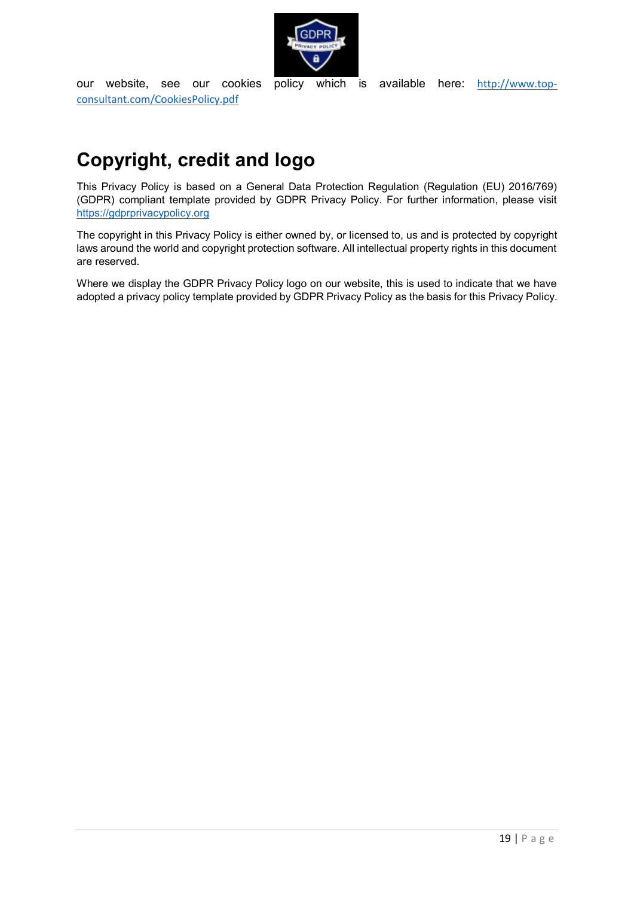our website, see our cookies policy which is available here: http://www.top-consultant.com/CookiesPolicy.pdf

## Copyright, credit and logo

This Privacy Policy is based on a General Data Protection Regulation (Regulation (EU) 2016/769) (GDPR) compliant template provided by GDPR Privacy Policy. For further information, please visit https://gdprprivacypolicy.org

The copyright in this Privacy Policy is either owned by, or licensed to, us and is protected by copyright laws around the world and copyright protection software. All intellectual property rights in this document are reserved.

Where we display the GDPR Privacy Policy logo on our website, this is used to indicate that we have adopted a privacy policy template provided by GDPR Privacy Policy as the basis for this Privacy Policy.